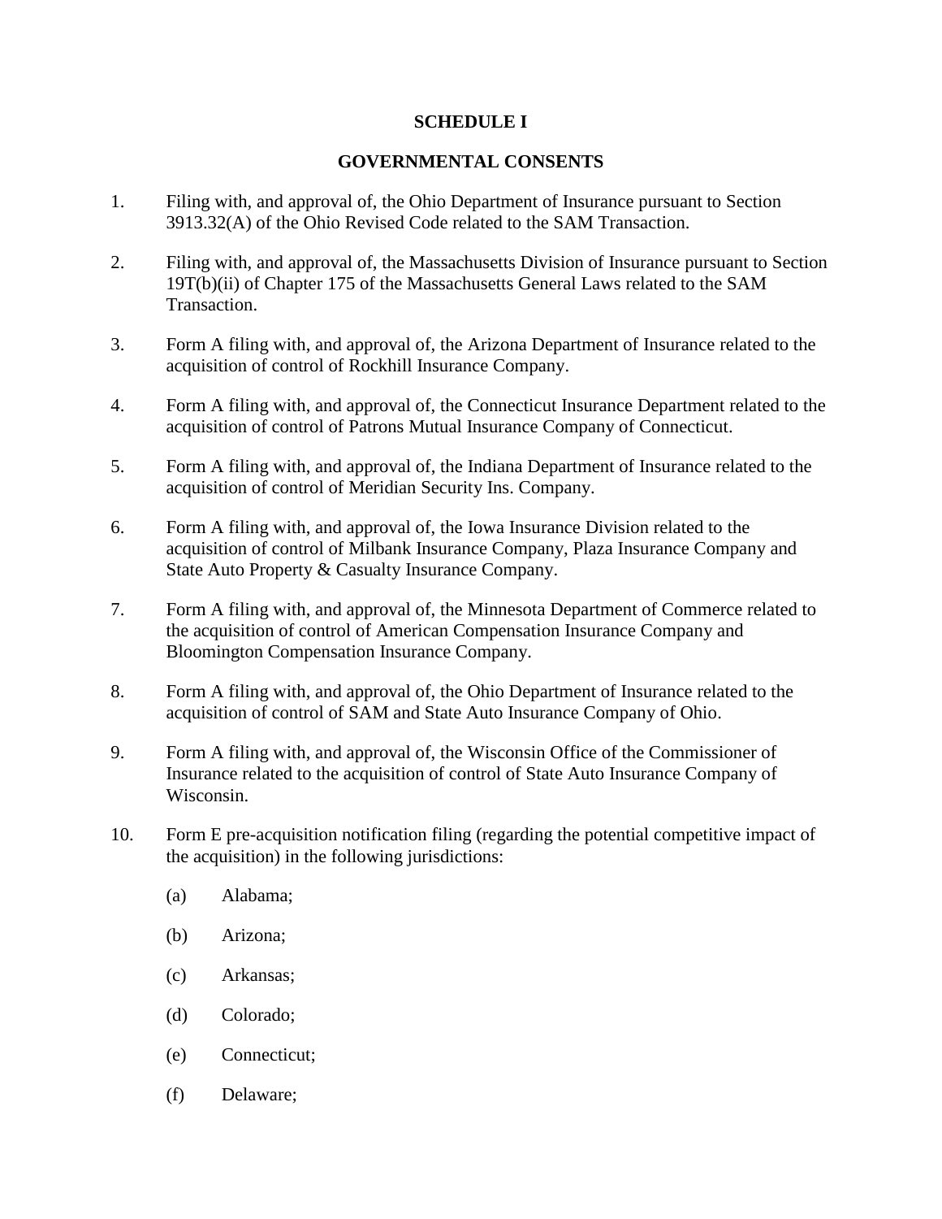# SCHEDULE I

## GOVERNMENTAL CONSENTS

1. Filing with, and approval of, the Ohio Department of Insurance pursuant to Section 3913.32(A) of the Ohio Revised Code related to the SAM Transaction.

2. Filing with, and approval of, the Massachusetts Division of Insurance pursuant to Section 19T(b)(ii) of Chapter 175 of the Massachusetts General Laws related to the SAM Transaction.

3. Form A filing with, and approval of, the Arizona Department of Insurance related to the acquisition of control of Rockhill Insurance Company.

4. Form A filing with, and approval of, the Connecticut Insurance Department related to the acquisition of control of Patrons Mutual Insurance Company of Connecticut.

5. Form A filing with, and approval of, the Indiana Department of Insurance related to the acquisition of control of Meridian Security Ins. Company.

6. Form A filing with, and approval of, the Iowa Insurance Division related to the acquisition of control of Milbank Insurance Company, Plaza Insurance Company and State Auto Property & Casualty Insurance Company.

7. Form A filing with, and approval of, the Minnesota Department of Commerce related to the acquisition of control of American Compensation Insurance Company and Bloomington Compensation Insurance Company.

8. Form A filing with, and approval of, the Ohio Department of Insurance related to the acquisition of control of SAM and State Auto Insurance Company of Ohio.

9. Form A filing with, and approval of, the Wisconsin Office of the Commissioner of Insurance related to the acquisition of control of State Auto Insurance Company of Wisconsin.

10. Form E pre-acquisition notification filing (regarding the potential competitive impact of the acquisition) in the following jurisdictions:

    (a) Alabama;

    (b) Arizona;

    (c) Arkansas;

    (d) Colorado;

    (e) Connecticut;

    (f) Delaware;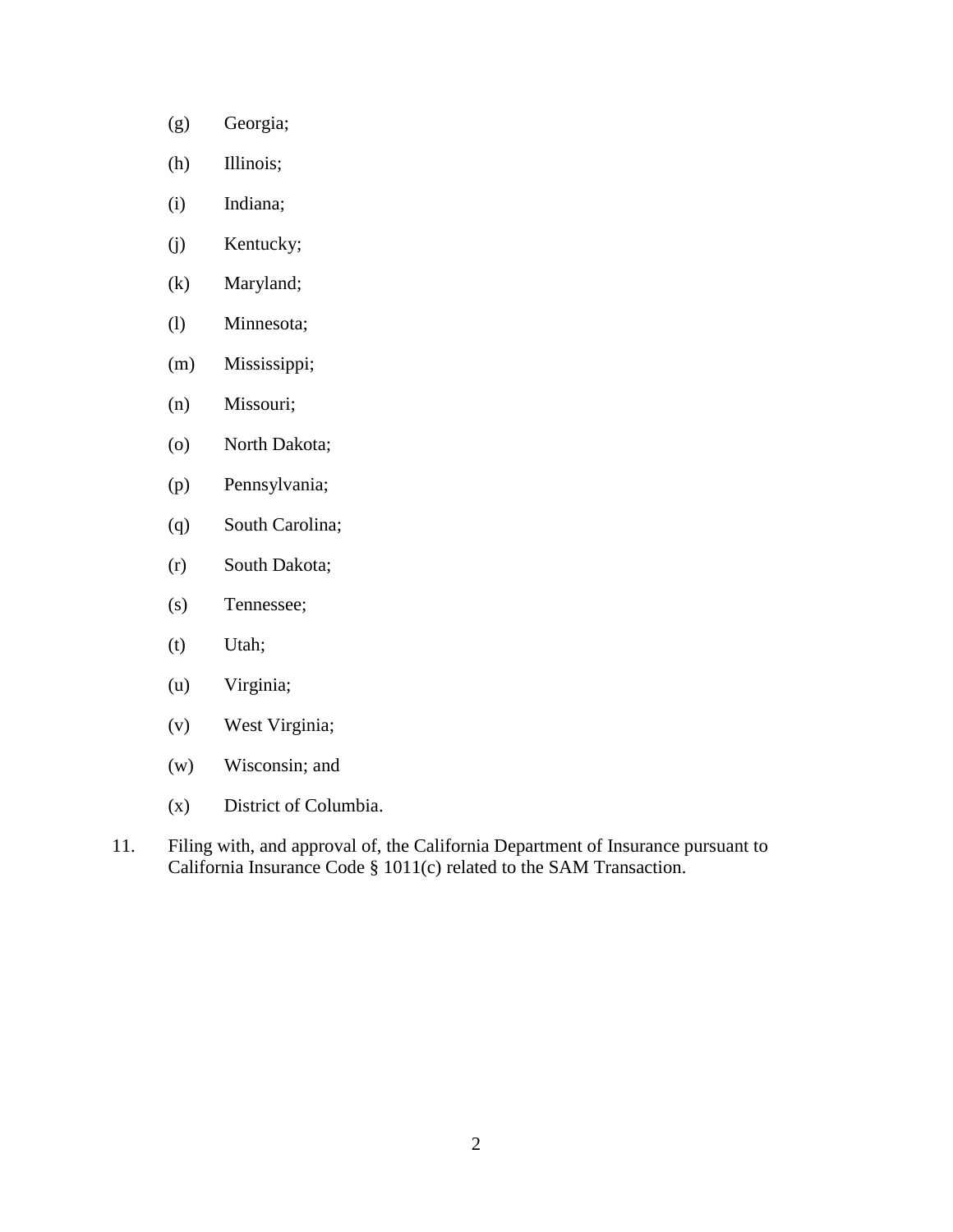(g) Georgia;

(h) Illinois;

(i) Indiana;

(j) Kentucky;

(k) Maryland;

(l) Minnesota;

(m) Mississippi;

(n) Missouri;

(o) North Dakota;

(p) Pennsylvania;

(q) South Carolina;

(r) South Dakota;

(s) Tennessee;

(t) Utah;

(u) Virginia;

(v) West Virginia;

(w) Wisconsin; and

(x) District of Columbia.

11. Filing with, and approval of, the California Department of Insurance pursuant to California Insurance Code § 1011(c) related to the SAM Transaction.